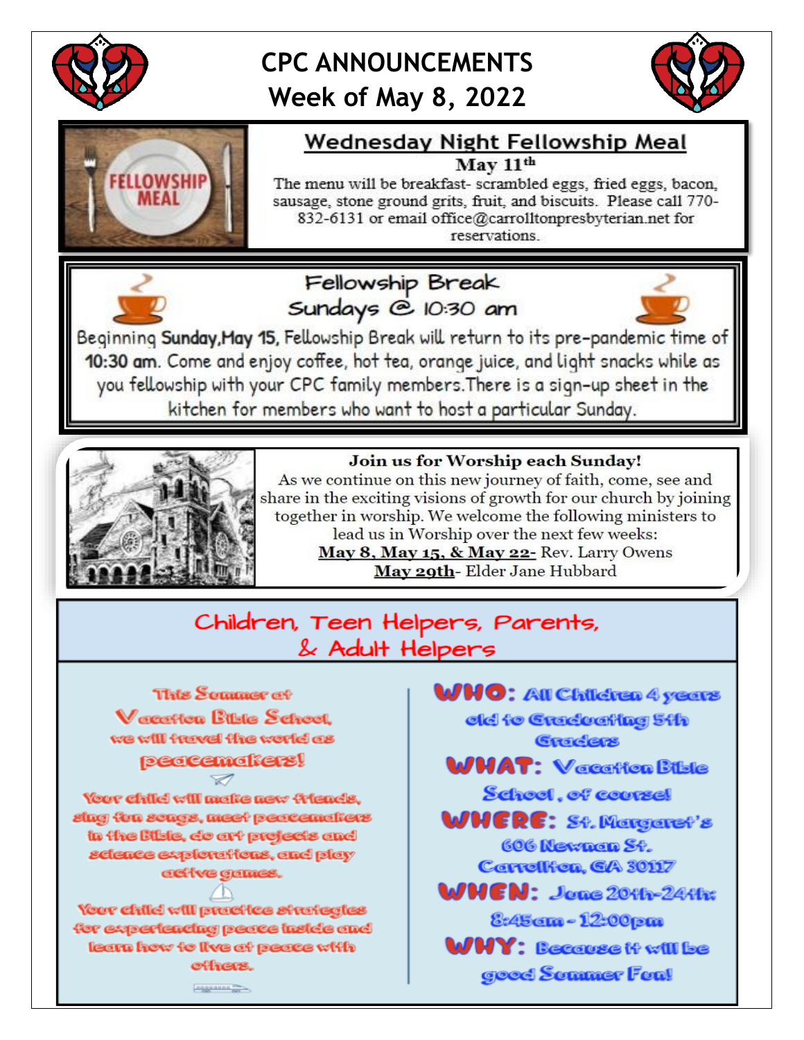# CPC ANNOUNCEMENTS
## Week of May 8, 2022

## Wednesday Night Fellowship Meal

**May 11th**

The menu will be breakfast- scrambled eggs, fried eggs, bacon, sausage, stone ground grits, fruit, and biscuits. Please call 770-832-6131 or email office@carrolltonpresbyterian.net for reservations.

## Fellowship Break
### Sundays @ 10:30 am

Beginning **Sunday,May 15**, Fellowship Break will return to its pre-pandemic time of **10:30 am**. Come and enjoy coffee, hot tea, orange juice, and light snacks while as you fellowship with your CPC family members.There is a sign-up sheet in the kitchen for members who want to host a particular Sunday.

## Join us for Worship each Sunday!

As we continue on this new journey of faith, come, see and share in the exciting visions of growth for our church by joining together in worship. We welcome the following ministers to lead us in Worship over the next few weeks:

**May 8, May 15, & May 22**- Rev. Larry Owens

**May 29th**- Elder Jane Hubbard

## Children, Teen Helpers, Parents, & Adult Helpers

This Summer at Vacation Bible School, we will travel the world as **peacemakers!**

Your child will make new friends, sing fun songs, meet peacemakers in the Bible, do art projects and science explorations, and play active games.

Your child will practice strategies for experiencing peace inside and learn how to live at peace with others.

**WHO:** All Children 4 years old to Graduating 5th Graders

**WHAT:** Vacation Bible School , of course!

**WHERE:** St. Margaret's 606 Newnan St. Carrollton, GA 30117

**WHEN:** June 20th-24th: 8:45am - 12:00pm

**WHY:** Because it will be good Summer Fun!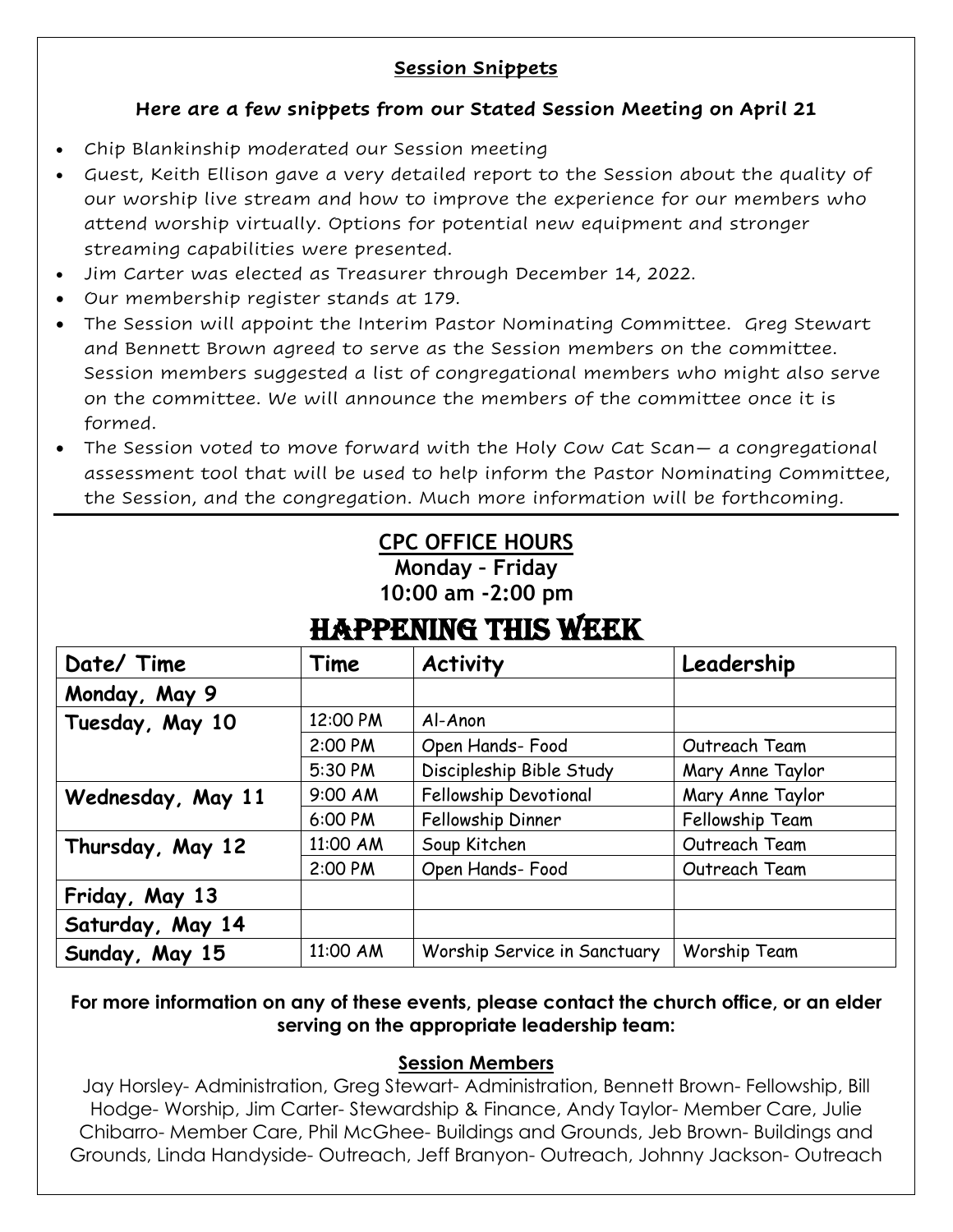## Session Snippets

### Here are a few snippets from our Stated Session Meeting on April 21

- Chip Blankinship moderated our Session meeting
- Guest, Keith Ellison gave a very detailed report to the Session about the quality of our worship live stream and how to improve the experience for our members who attend worship virtually. Options for potential new equipment and stronger streaming capabilities were presented.
- Jim Carter was elected as Treasurer through December 14, 2022.
- Our membership register stands at 179.
- The Session will appoint the Interim Pastor Nominating Committee. Greg Stewart and Bennett Brown agreed to serve as the Session members on the committee. Session members suggested a list of congregational members who might also serve on the committee. We will announce the members of the committee once it is formed.
- The Session voted to move forward with the Holy Cow Cat Scan— a congregational assessment tool that will be used to help inform the Pastor Nominating Committee, the Session, and the congregation. Much more information will be forthcoming.

**CPC OFFICE HOURS**
**Monday – Friday**
**10:00 am -2:00 pm**

# HAPPENING THIS WEEK

| Date/ Time | Time | Activity | Leadership |
|---|---|---|---|
| **Monday, May 9** | | | |
| **Tuesday, May 10** | 12:00 PM | Al-Anon | |
| | 2:00 PM | Open Hands- Food | Outreach Team |
| | 5:30 PM | Discipleship Bible Study | Mary Anne Taylor |
| **Wednesday, May 11** | 9:00 AM | Fellowship Devotional | Mary Anne Taylor |
| | 6:00 PM | Fellowship Dinner | Fellowship Team |
| **Thursday, May 12** | 11:00 AM | Soup Kitchen | Outreach Team |
| | 2:00 PM | Open Hands- Food | Outreach Team |
| **Friday, May 13** | | | |
| **Saturday, May 14** | | | |
| **Sunday, May 15** | 11:00 AM | Worship Service in Sanctuary | Worship Team |

**For more information on any of these events, please contact the church office, or an elder serving on the appropriate leadership team:**

**Session Members**

Jay Horsley- Administration, Greg Stewart- Administration, Bennett Brown- Fellowship, Bill Hodge- Worship, Jim Carter- Stewardship & Finance, Andy Taylor- Member Care, Julie Chibarro- Member Care, Phil McGhee- Buildings and Grounds, Jeb Brown- Buildings and Grounds, Linda Handyside- Outreach, Jeff Branyon- Outreach, Johnny Jackson- Outreach